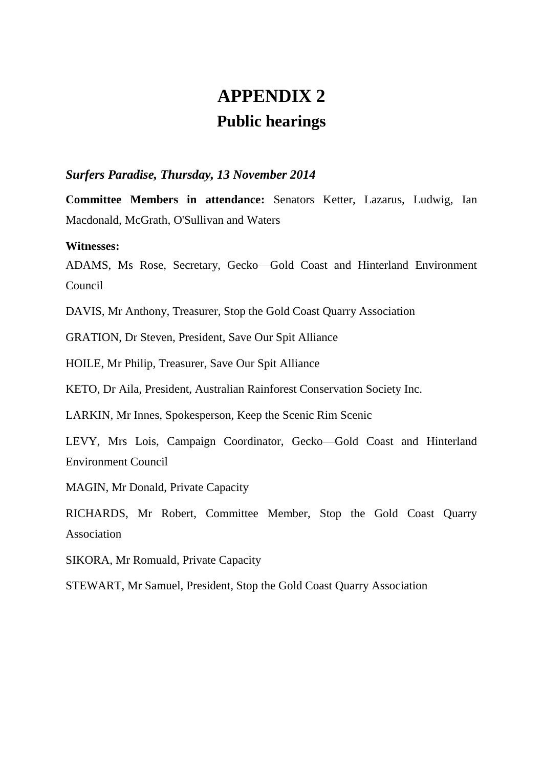# APPENDIX 2
## Public hearings

### *Surfers Paradise, Thursday, 13 November 2014*

**Committee Members in attendance:** Senators Ketter, Lazarus, Ludwig, Ian Macdonald, McGrath, O'Sullivan and Waters

**Witnesses:**

ADAMS, Ms Rose, Secretary, Gecko—Gold Coast and Hinterland Environment Council

DAVIS, Mr Anthony, Treasurer, Stop the Gold Coast Quarry Association

GRATION, Dr Steven, President, Save Our Spit Alliance

HOILE, Mr Philip, Treasurer, Save Our Spit Alliance

KETO, Dr Aila, President, Australian Rainforest Conservation Society Inc.

LARKIN, Mr Innes, Spokesperson, Keep the Scenic Rim Scenic

LEVY, Mrs Lois, Campaign Coordinator, Gecko—Gold Coast and Hinterland Environment Council

MAGIN, Mr Donald, Private Capacity

RICHARDS, Mr Robert, Committee Member, Stop the Gold Coast Quarry Association

SIKORA, Mr Romuald, Private Capacity

STEWART, Mr Samuel, President, Stop the Gold Coast Quarry Association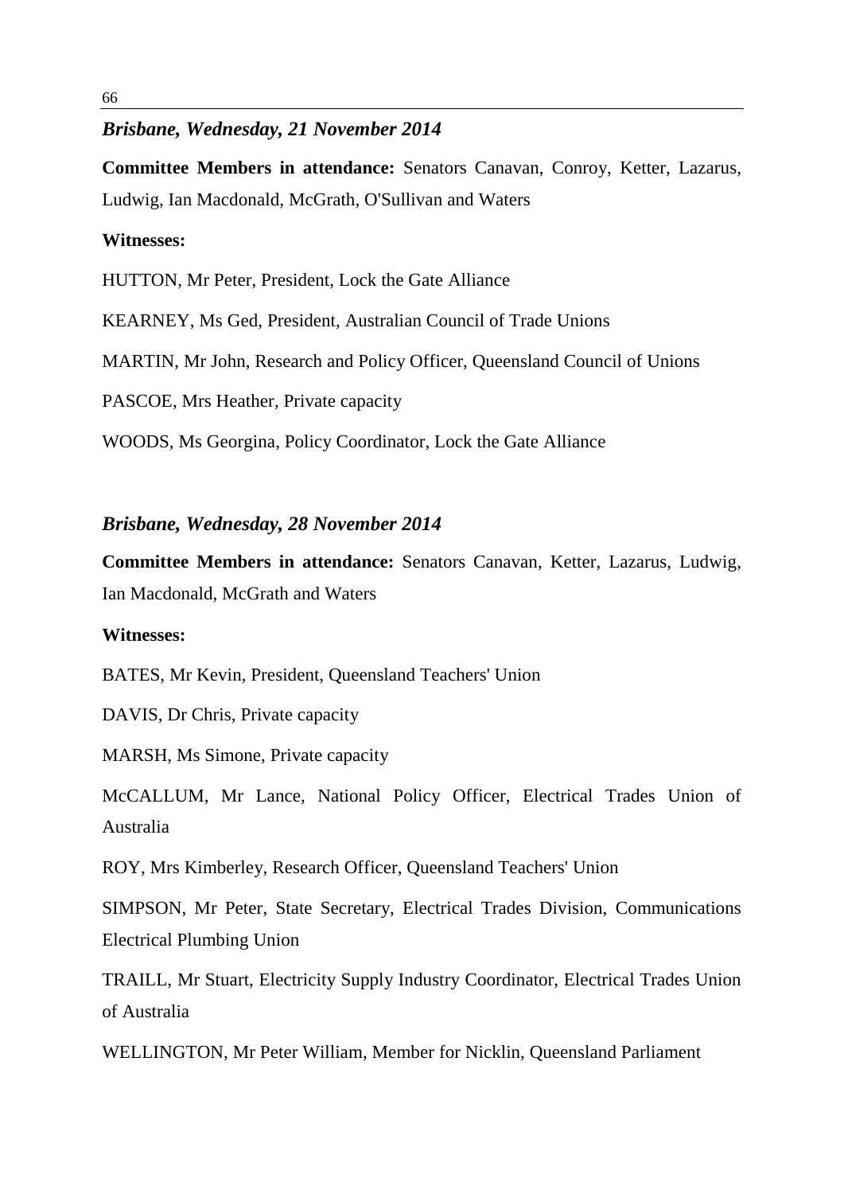### *Brisbane, Wednesday, 21 November 2014*

**Committee Members in attendance:** Senators Canavan, Conroy, Ketter, Lazarus, Ludwig, Ian Macdonald, McGrath, O'Sullivan and Waters

**Witnesses:**

HUTTON, Mr Peter, President, Lock the Gate Alliance

KEARNEY, Ms Ged, President, Australian Council of Trade Unions

MARTIN, Mr John, Research and Policy Officer, Queensland Council of Unions

PASCOE, Mrs Heather, Private capacity

WOODS, Ms Georgina, Policy Coordinator, Lock the Gate Alliance

### *Brisbane, Wednesday, 28 November 2014*

**Committee Members in attendance:** Senators Canavan, Ketter, Lazarus, Ludwig, Ian Macdonald, McGrath and Waters

**Witnesses:**

BATES, Mr Kevin, President, Queensland Teachers' Union

DAVIS, Dr Chris, Private capacity

MARSH, Ms Simone, Private capacity

McCALLUM, Mr Lance, National Policy Officer, Electrical Trades Union of Australia

ROY, Mrs Kimberley, Research Officer, Queensland Teachers' Union

SIMPSON, Mr Peter, State Secretary, Electrical Trades Division, Communications Electrical Plumbing Union

TRAILL, Mr Stuart, Electricity Supply Industry Coordinator, Electrical Trades Union of Australia

WELLINGTON, Mr Peter William, Member for Nicklin, Queensland Parliament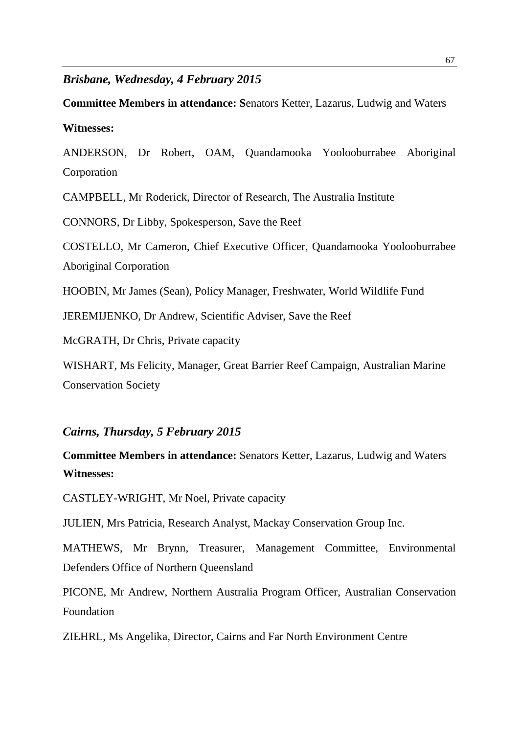### *Brisbane, Wednesday, 4 February 2015*

**Committee Members in attendance: S**enators Ketter, Lazarus, Ludwig and Waters

**Witnesses:**

ANDERSON, Dr Robert, OAM, Quandamooka Yoolooburrabee Aboriginal Corporation

CAMPBELL, Mr Roderick, Director of Research, The Australia Institute

CONNORS, Dr Libby, Spokesperson, Save the Reef

COSTELLO, Mr Cameron, Chief Executive Officer, Quandamooka Yoolooburrabee Aboriginal Corporation

HOOBIN, Mr James (Sean), Policy Manager, Freshwater, World Wildlife Fund

JEREMIJENKO, Dr Andrew, Scientific Adviser, Save the Reef

McGRATH, Dr Chris, Private capacity

WISHART, Ms Felicity, Manager, Great Barrier Reef Campaign, Australian Marine Conservation Society

### *Cairns, Thursday, 5 February 2015*

**Committee Members in attendance:** Senators Ketter, Lazarus, Ludwig and Waters

**Witnesses:**

CASTLEY-WRIGHT, Mr Noel, Private capacity

JULIEN, Mrs Patricia, Research Analyst, Mackay Conservation Group Inc.

MATHEWS, Mr Brynn, Treasurer, Management Committee, Environmental Defenders Office of Northern Queensland

PICONE, Mr Andrew, Northern Australia Program Officer, Australian Conservation Foundation

ZIEHRL, Ms Angelika, Director, Cairns and Far North Environment Centre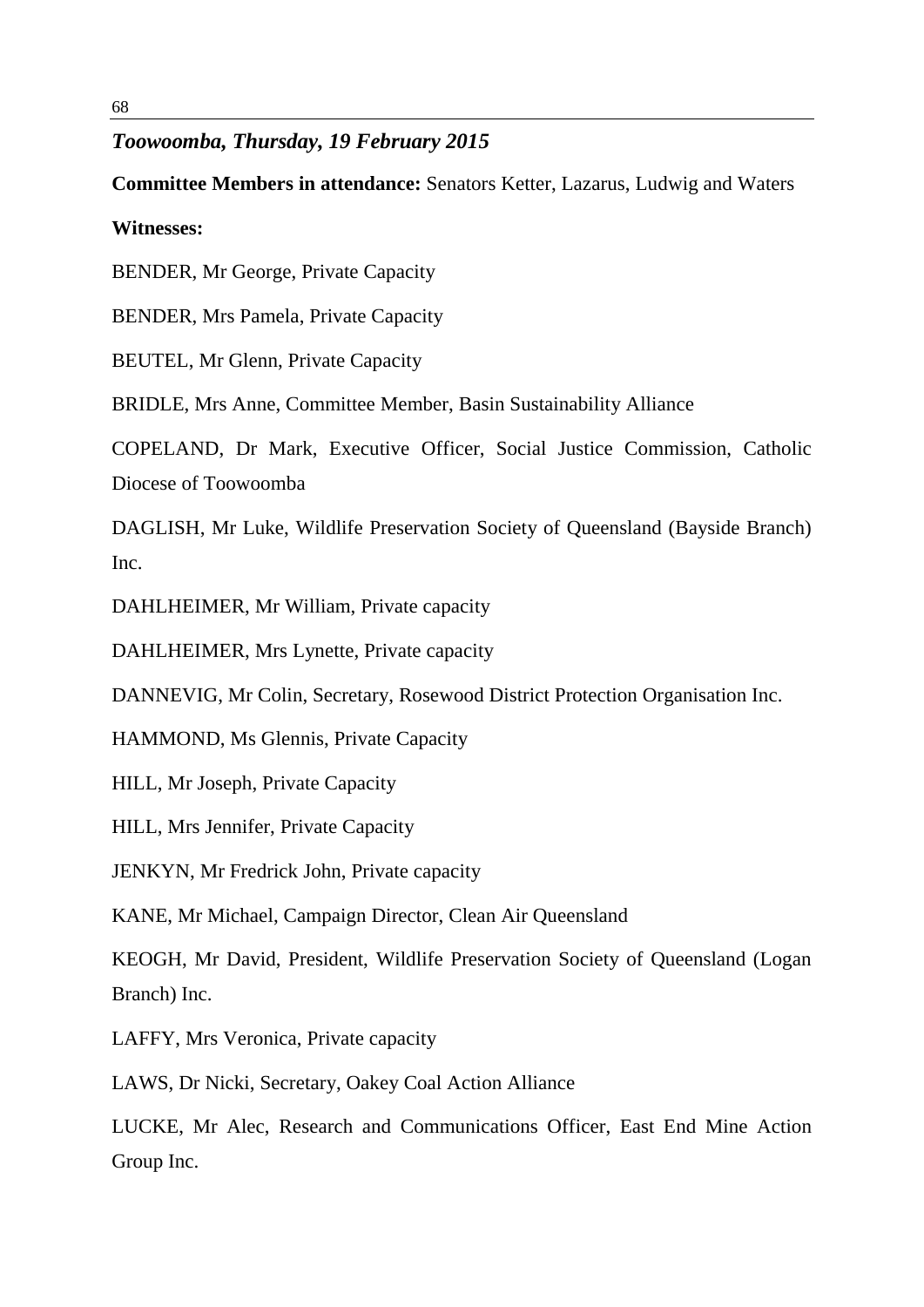*Toowoomba, Thursday, 19 February 2015*

**Committee Members in attendance:** Senators Ketter, Lazarus, Ludwig and Waters

**Witnesses:**

BENDER, Mr George, Private Capacity

BENDER, Mrs Pamela, Private Capacity

BEUTEL, Mr Glenn, Private Capacity

BRIDLE, Mrs Anne, Committee Member, Basin Sustainability Alliance

COPELAND, Dr Mark, Executive Officer, Social Justice Commission, Catholic Diocese of Toowoomba

DAGLISH, Mr Luke, Wildlife Preservation Society of Queensland (Bayside Branch) Inc.

DAHLHEIMER, Mr William, Private capacity

DAHLHEIMER, Mrs Lynette, Private capacity

DANNEVIG, Mr Colin, Secretary, Rosewood District Protection Organisation Inc.

HAMMOND, Ms Glennis, Private Capacity

HILL, Mr Joseph, Private Capacity

HILL, Mrs Jennifer, Private Capacity

JENKYN, Mr Fredrick John, Private capacity

KANE, Mr Michael, Campaign Director, Clean Air Queensland

KEOGH, Mr David, President, Wildlife Preservation Society of Queensland (Logan Branch) Inc.

LAFFY, Mrs Veronica, Private capacity

LAWS, Dr Nicki, Secretary, Oakey Coal Action Alliance

LUCKE, Mr Alec, Research and Communications Officer, East End Mine Action Group Inc.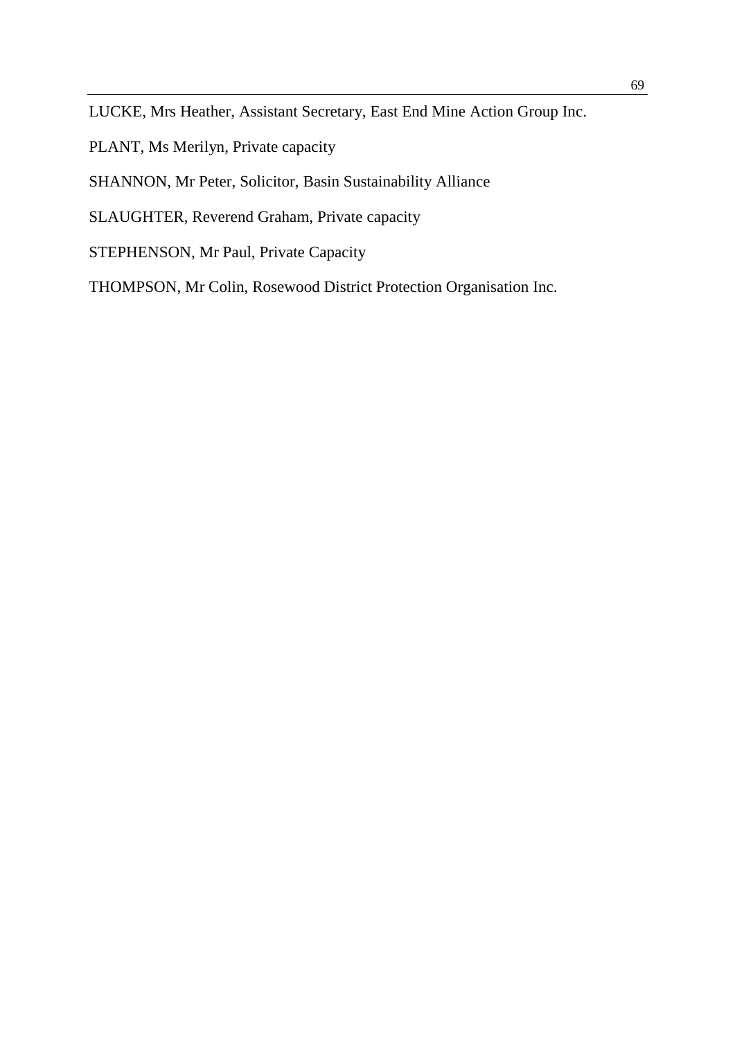LUCKE, Mrs Heather, Assistant Secretary, East End Mine Action Group Inc.

PLANT, Ms Merilyn, Private capacity

SHANNON, Mr Peter, Solicitor, Basin Sustainability Alliance

SLAUGHTER, Reverend Graham, Private capacity

STEPHENSON, Mr Paul, Private Capacity

THOMPSON, Mr Colin, Rosewood District Protection Organisation Inc.